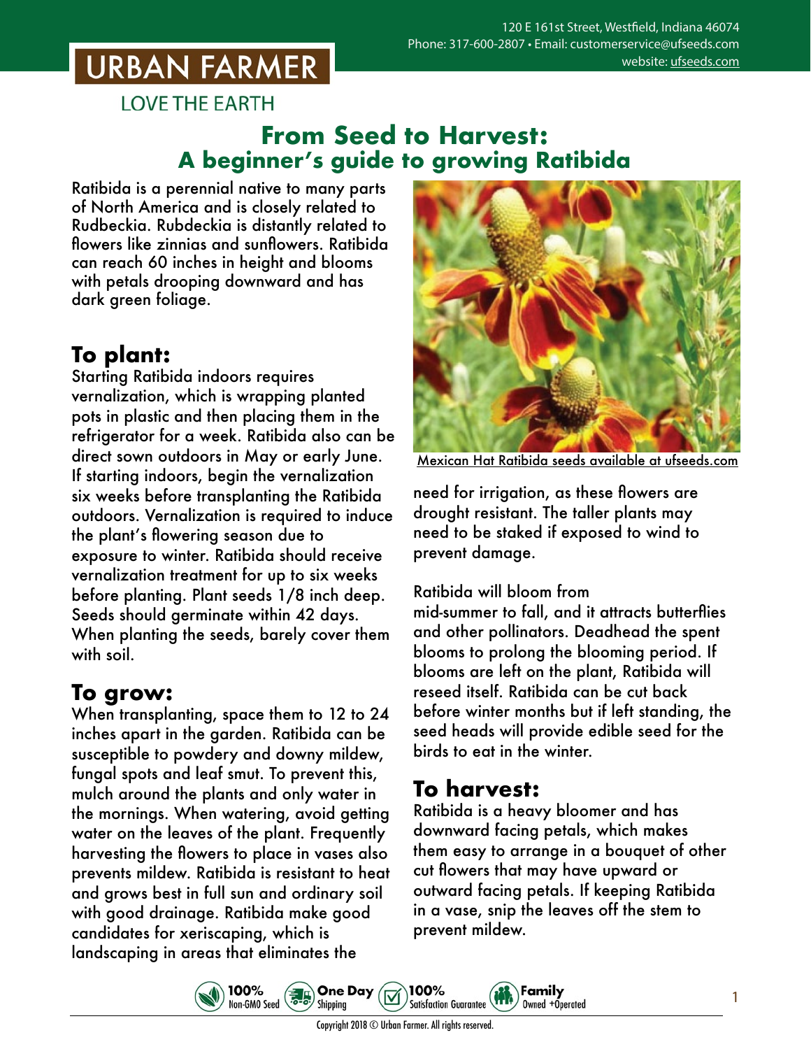120 E 161st Street, Westfield, Indiana 46074
Phone: 317-600-2807 • Email: customerservice@ufseeds.com
website: ufseeds.com

URBAN FARMER
LOVE THE EARTH

# From Seed to Harvest: A beginner's guide to growing Ratibida

Ratibida is a perennial native to many parts of North America and is closely related to Rudbeckia. Rubdeckia is distantly related to flowers like zinnias and sunflowers. Ratibida can reach 60 inches in height and blooms with petals drooping downward and has dark green foliage.

## To plant:

Starting Ratibida indoors requires vernalization, which is wrapping planted pots in plastic and then placing them in the refrigerator for a week. Ratibida also can be direct sown outdoors in May or early June. If starting indoors, begin the vernalization six weeks before transplanting the Ratibida outdoors. Vernalization is required to induce the plant's flowering season due to exposure to winter. Ratibida should receive vernalization treatment for up to six weeks before planting. Plant seeds 1/8 inch deep. Seeds should germinate within 42 days. When planting the seeds, barely cover them with soil.

## To grow:

When transplanting, space them to 12 to 24 inches apart in the garden. Ratibida can be susceptible to powdery and downy mildew, fungal spots and leaf smut. To prevent this, mulch around the plants and only water in the mornings. When watering, avoid getting water on the leaves of the plant. Frequently harvesting the flowers to place in vases also prevents mildew. Ratibida is resistant to heat and grows best in full sun and ordinary soil with good drainage. Ratibida make good candidates for xeriscaping, which is landscaping in areas that eliminates the need for irrigation, as these flowers are drought resistant. The taller plants may need to be staked if exposed to wind to prevent damage.

Mexican Hat Ratibida seeds available at ufseeds.com

Ratibida will bloom from mid-summer to fall, and it attracts butterflies and other pollinators. Deadhead the spent blooms to prolong the blooming period. If blooms are left on the plant, Ratibida will reseed itself. Ratibida can be cut back before winter months but if left standing, the seed heads will provide edible seed for the birds to eat in the winter.

## To harvest:

Ratibida is a heavy bloomer and has downward facing petals, which makes them easy to arrange in a bouquet of other cut flowers that may have upward or outward facing petals. If keeping Ratibida in a vase, snip the leaves off the stem to prevent mildew.

100% Non-GMO Seed · One Day Shipping · 100% Satisfaction Guarantee · Family Owned +Operated

Copyright 2018 © Urban Farmer. All rights reserved.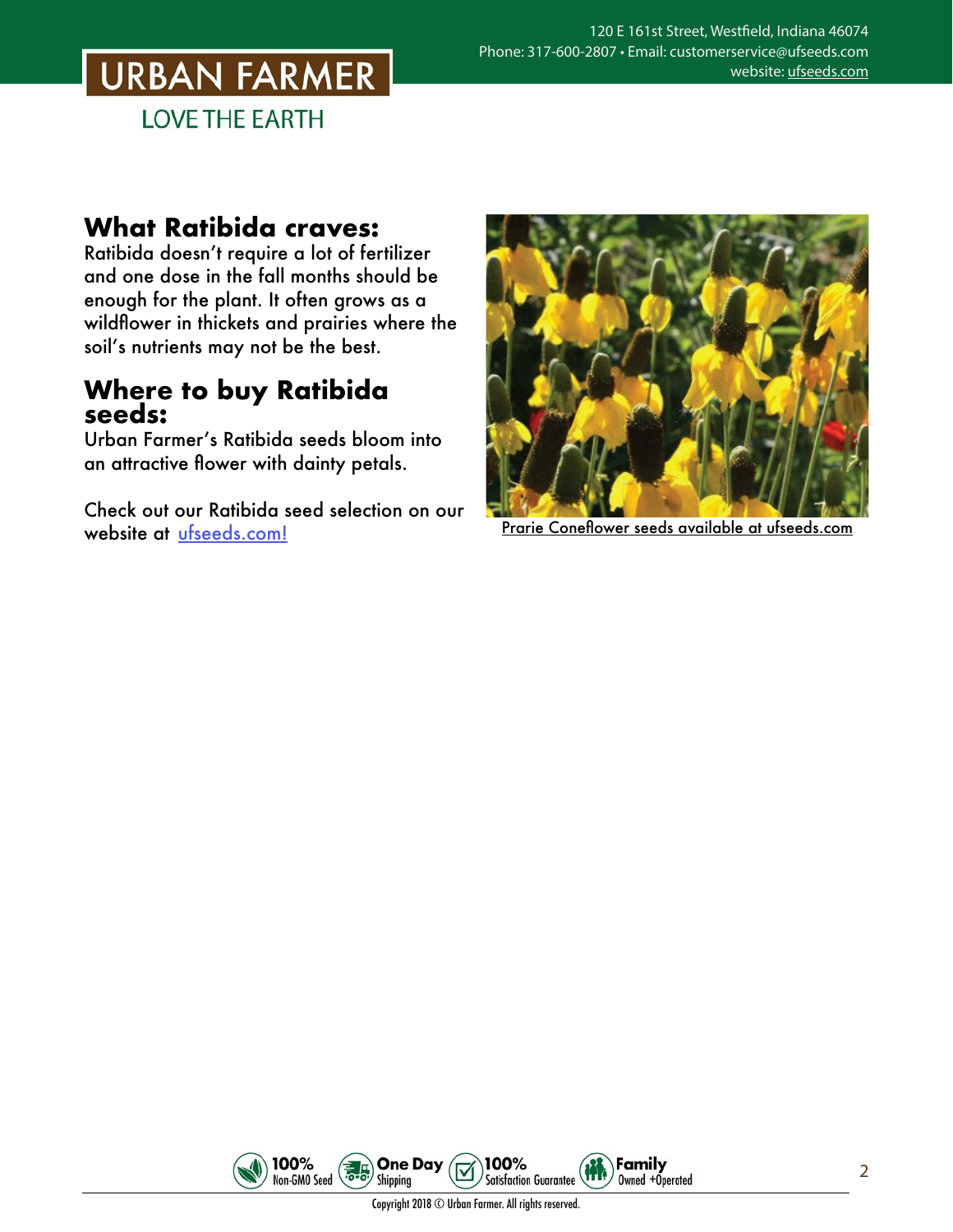## What Ratibida craves:

Ratibida doesn't require a lot of fertilizer and one dose in the fall months should be enough for the plant. It often grows as a wildflower in thickets and prairies where the soil's nutrients may not be the best.

## Where to buy Ratibida seeds:

Urban Farmer's Ratibida seeds bloom into an attractive flower with dainty petals.

Check out our Ratibida seed selection on our website at ufseeds.com!

Prarie Coneflower seeds available at ufseeds.com